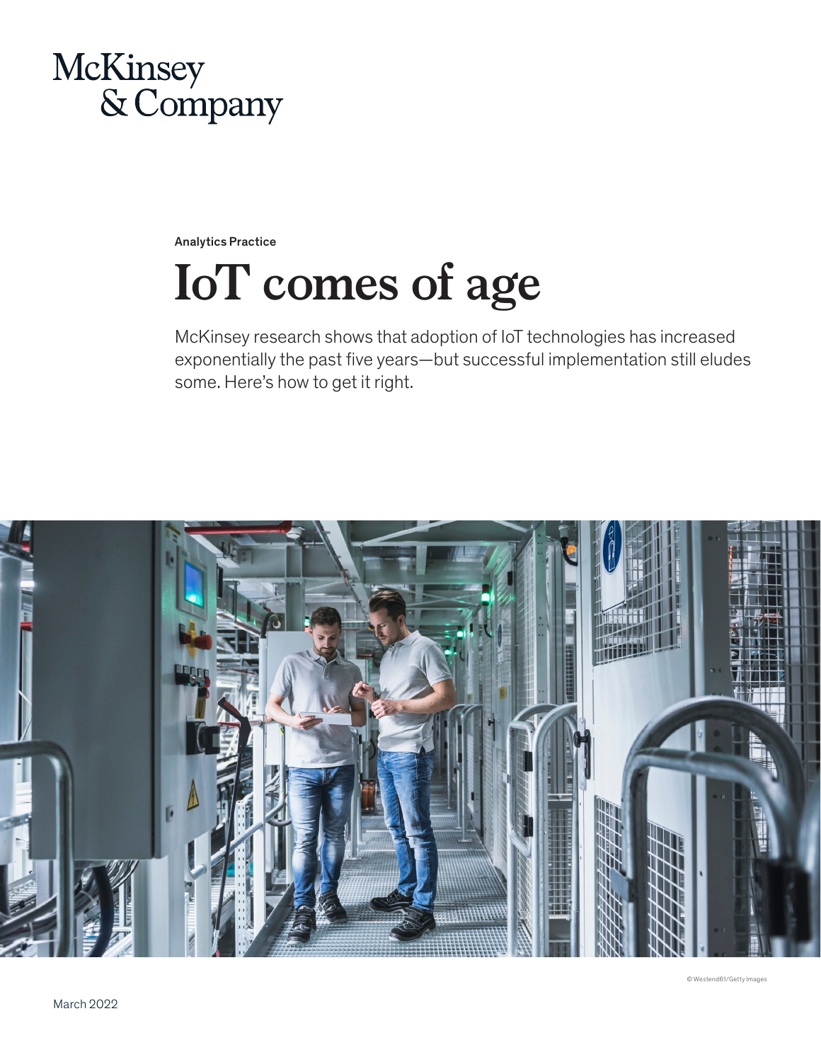McKinsey & Company

Analytics Practice

# IoT comes of age

McKinsey research shows that adoption of IoT technologies has increased exponentially the past five years—but successful implementation still eludes some. Here's how to get it right.

© Westend61/Getty Images

March 2022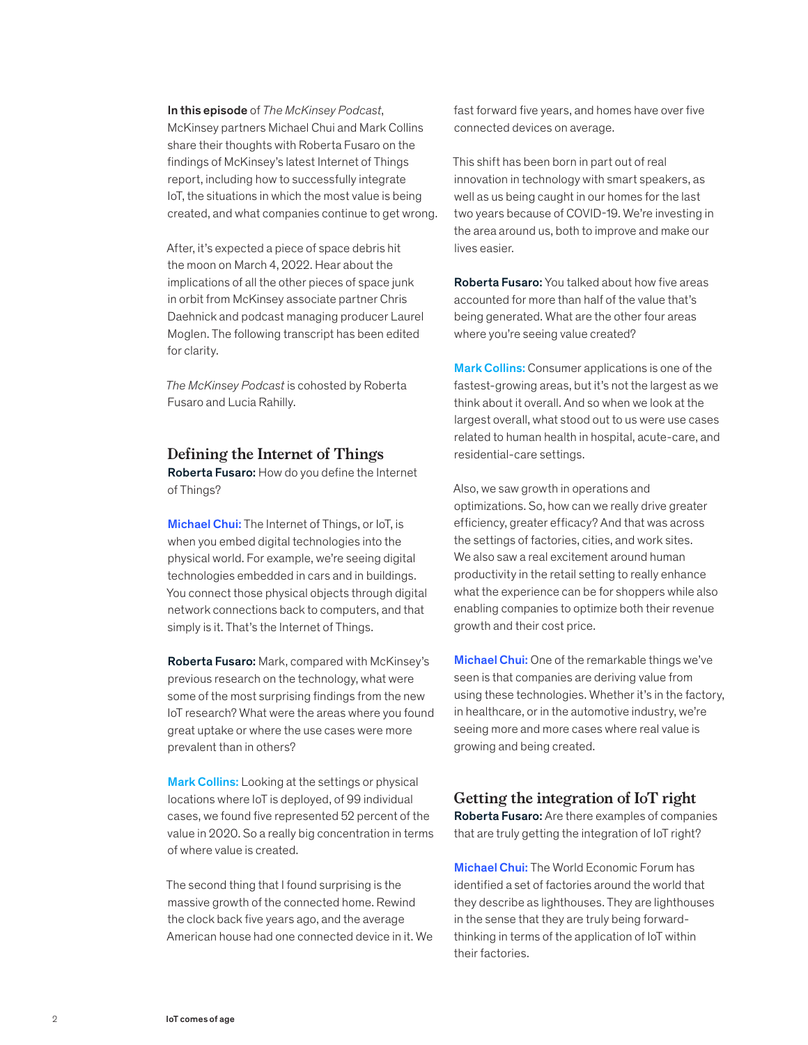**In this episode** of *The McKinsey Podcast*, McKinsey partners Michael Chui and Mark Collins share their thoughts with Roberta Fusaro on the findings of McKinsey's latest Internet of Things report, including how to successfully integrate IoT, the situations in which the most value is being created, and what companies continue to get wrong.

After, it's expected a piece of space debris hit the moon on March 4, 2022. Hear about the implications of all the other pieces of space junk in orbit from McKinsey associate partner Chris Daehnick and podcast managing producer Laurel Moglen. The following transcript has been edited for clarity.

*The McKinsey Podcast* is cohosted by Roberta Fusaro and Lucia Rahilly.

## Defining the Internet of Things

**Roberta Fusaro:** How do you define the Internet of Things?

**Michael Chui:** The Internet of Things, or IoT, is when you embed digital technologies into the physical world. For example, we're seeing digital technologies embedded in cars and in buildings. You connect those physical objects through digital network connections back to computers, and that simply is it. That's the Internet of Things.

**Roberta Fusaro:** Mark, compared with McKinsey's previous research on the technology, what were some of the most surprising findings from the new IoT research? What were the areas where you found great uptake or where the use cases were more prevalent than in others?

**Mark Collins:** Looking at the settings or physical locations where IoT is deployed, of 99 individual cases, we found five represented 52 percent of the value in 2020. So a really big concentration in terms of where value is created.

The second thing that I found surprising is the massive growth of the connected home. Rewind the clock back five years ago, and the average American house had one connected device in it. We fast forward five years, and homes have over five connected devices on average.

This shift has been born in part out of real innovation in technology with smart speakers, as well as us being caught in our homes for the last two years because of COVID-19. We're investing in the area around us, both to improve and make our lives easier.

**Roberta Fusaro:** You talked about how five areas accounted for more than half of the value that's being generated. What are the other four areas where you're seeing value created?

**Mark Collins:** Consumer applications is one of the fastest-growing areas, but it's not the largest as we think about it overall. And so when we look at the largest overall, what stood out to us were use cases related to human health in hospital, acute-care, and residential-care settings.

Also, we saw growth in operations and optimizations. So, how can we really drive greater efficiency, greater efficacy? And that was across the settings of factories, cities, and work sites. We also saw a real excitement around human productivity in the retail setting to really enhance what the experience can be for shoppers while also enabling companies to optimize both their revenue growth and their cost price.

**Michael Chui:** One of the remarkable things we've seen is that companies are deriving value from using these technologies. Whether it's in the factory, in healthcare, or in the automotive industry, we're seeing more and more cases where real value is growing and being created.

## Getting the integration of IoT right

**Roberta Fusaro:** Are there examples of companies that are truly getting the integration of IoT right?

**Michael Chui:** The World Economic Forum has identified a set of factories around the world that they describe as lighthouses. They are lighthouses in the sense that they are truly being forward-thinking in terms of the application of IoT within their factories.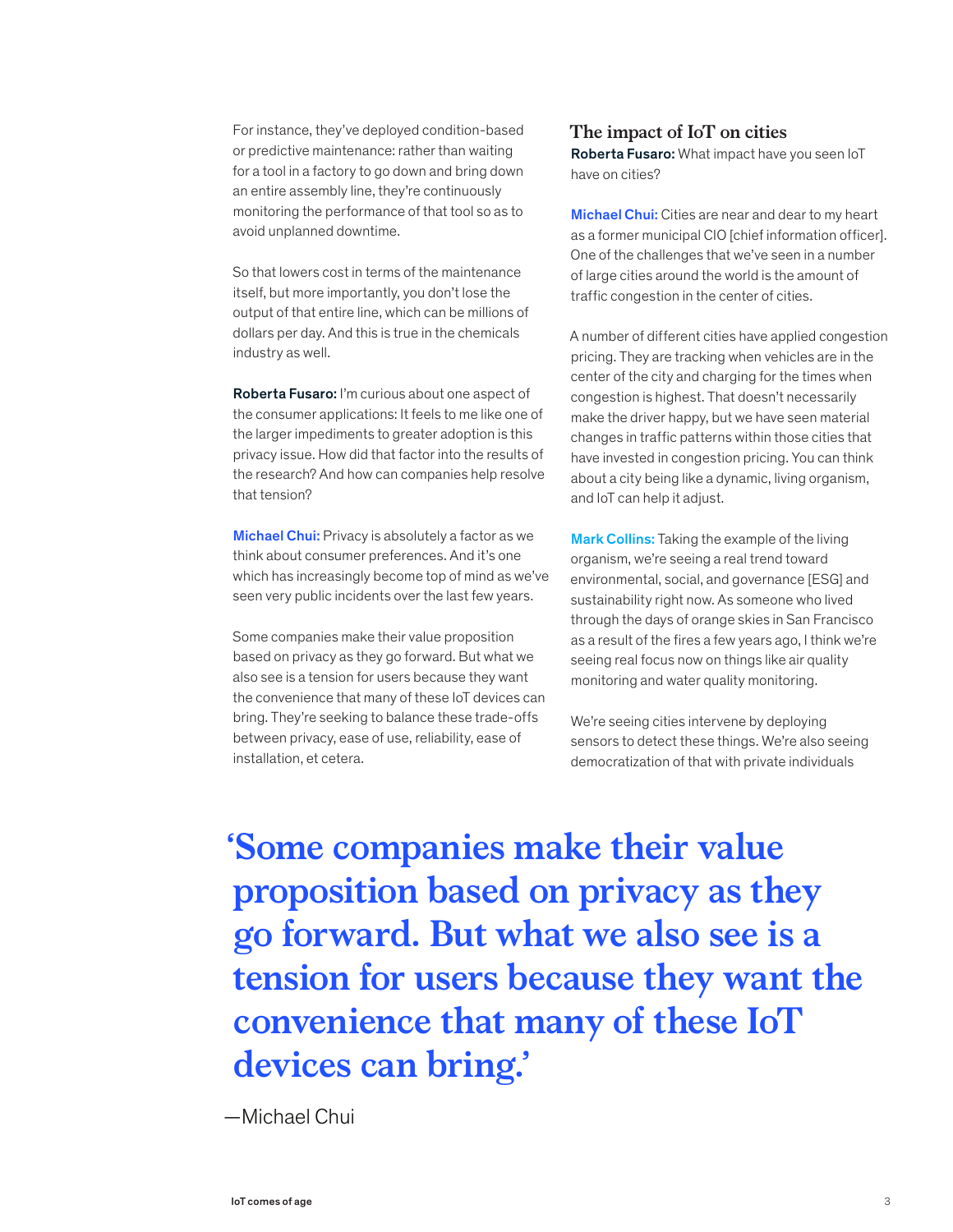For instance, they've deployed condition-based or predictive maintenance: rather than waiting for a tool in a factory to go down and bring down an entire assembly line, they're continuously monitoring the performance of that tool so as to avoid unplanned downtime.

So that lowers cost in terms of the maintenance itself, but more importantly, you don't lose the output of that entire line, which can be millions of dollars per day. And this is true in the chemicals industry as well.

**Roberta Fusaro:** I'm curious about one aspect of the consumer applications: It feels to me like one of the larger impediments to greater adoption is this privacy issue. How did that factor into the results of the research? And how can companies help resolve that tension?

**Michael Chui:** Privacy is absolutely a factor as we think about consumer preferences. And it's one which has increasingly become top of mind as we've seen very public incidents over the last few years.

Some companies make their value proposition based on privacy as they go forward. But what we also see is a tension for users because they want the convenience that many of these IoT devices can bring. They're seeking to balance these trade-offs between privacy, ease of use, reliability, ease of installation, et cetera.

## The impact of IoT on cities

**Roberta Fusaro:** What impact have you seen IoT have on cities?

**Michael Chui:** Cities are near and dear to my heart as a former municipal CIO [chief information officer]. One of the challenges that we've seen in a number of large cities around the world is the amount of traffic congestion in the center of cities.

A number of different cities have applied congestion pricing. They are tracking when vehicles are in the center of the city and charging for the times when congestion is highest. That doesn't necessarily make the driver happy, but we have seen material changes in traffic patterns within those cities that have invested in congestion pricing. You can think about a city being like a dynamic, living organism, and IoT can help it adjust.

**Mark Collins:** Taking the example of the living organism, we're seeing a real trend toward environmental, social, and governance [ESG] and sustainability right now. As someone who lived through the days of orange skies in San Francisco as a result of the fires a few years ago, I think we're seeing real focus now on things like air quality monitoring and water quality monitoring.

We're seeing cities intervene by deploying sensors to detect these things. We're also seeing democratization of that with private individuals

> **'Some companies make their value proposition based on privacy as they go forward. But what we also see is a tension for users because they want the convenience that many of these IoT devices can bring.'**
>
> —Michael Chui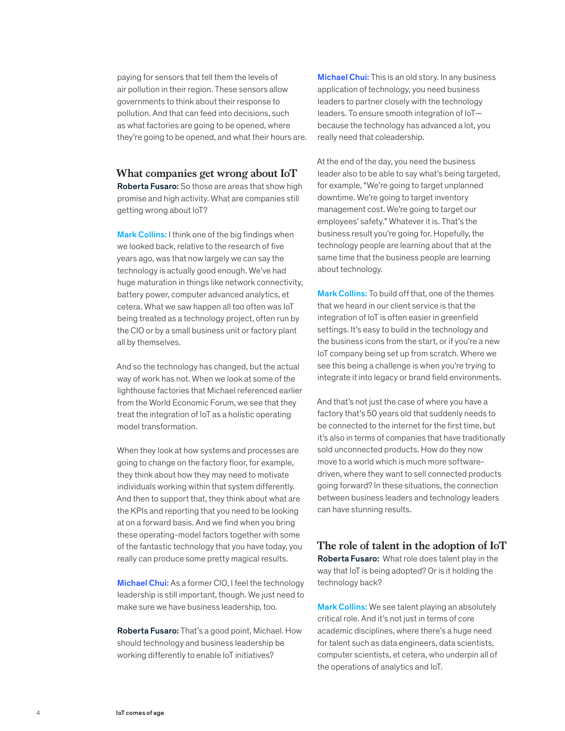paying for sensors that tell them the levels of air pollution in their region. These sensors allow governments to think about their response to pollution. And that can feed into decisions, such as what factories are going to be opened, where they're going to be opened, and what their hours are.

## What companies get wrong about IoT

**Roberta Fusaro:** So those are areas that show high promise and high activity. What are companies still getting wrong about IoT?

**Mark Collins:** I think one of the big findings when we looked back, relative to the research of five years ago, was that now largely we can say the technology is actually good enough. We've had huge maturation in things like network connectivity, battery power, computer advanced analytics, et cetera. What we saw happen all too often was IoT being treated as a technology project, often run by the CIO or by a small business unit or factory plant all by themselves.

And so the technology has changed, but the actual way of work has not. When we look at some of the lighthouse factories that Michael referenced earlier from the World Economic Forum, we see that they treat the integration of IoT as a holistic operating model transformation.

When they look at how systems and processes are going to change on the factory floor, for example, they think about how they may need to motivate individuals working within that system differently. And then to support that, they think about what are the KPIs and reporting that you need to be looking at on a forward basis. And we find when you bring these operating-model factors together with some of the fantastic technology that you have today, you really can produce some pretty magical results.

**Michael Chui:** As a former CIO, I feel the technology leadership is still important, though. We just need to make sure we have business leadership, too.

**Roberta Fusaro:** That's a good point, Michael. How should technology and business leadership be working differently to enable IoT initiatives?

**Michael Chui:** This is an old story. In any business application of technology, you need business leaders to partner closely with the technology leaders. To ensure smooth integration of IoT—because the technology has advanced a lot, you really need that coleadership.

At the end of the day, you need the business leader also to be able to say what's being targeted, for example, "We're going to target unplanned downtime. We're going to target inventory management cost. We're going to target our employees' safety." Whatever it is. That's the business result you're going for. Hopefully, the technology people are learning about that at the same time that the business people are learning about technology.

**Mark Collins:** To build off that, one of the themes that we heard in our client service is that the integration of IoT is often easier in greenfield settings. It's easy to build in the technology and the business icons from the start, or if you're a new IoT company being set up from scratch. Where we see this being a challenge is when you're trying to integrate it into legacy or brand field environments.

And that's not just the case of where you have a factory that's 50 years old that suddenly needs to be connected to the internet for the first time, but it's also in terms of companies that have traditionally sold unconnected products. How do they now move to a world which is much more software-driven, where they want to sell connected products going forward? In these situations, the connection between business leaders and technology leaders can have stunning results.

## The role of talent in the adoption of IoT

**Roberta Fusaro:** What role does talent play in the way that IoT is being adopted? Or is it holding the technology back?

**Mark Collins:** We see talent playing an absolutely critical role. And it's not just in terms of core academic disciplines, where there's a huge need for talent such as data engineers, data scientists, computer scientists, et cetera, who underpin all of the operations of analytics and IoT.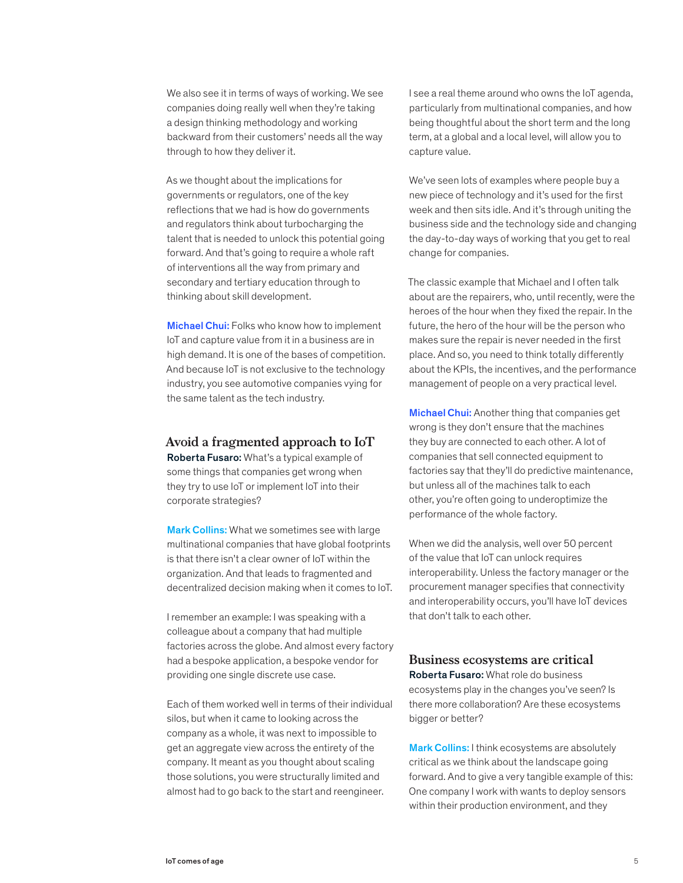We also see it in terms of ways of working. We see companies doing really well when they're taking a design thinking methodology and working backward from their customers' needs all the way through to how they deliver it.

As we thought about the implications for governments or regulators, one of the key reflections that we had is how do governments and regulators think about turbocharging the talent that is needed to unlock this potential going forward. And that's going to require a whole raft of interventions all the way from primary and secondary and tertiary education through to thinking about skill development.

**Michael Chui:** Folks who know how to implement IoT and capture value from it in a business are in high demand. It is one of the bases of competition. And because IoT is not exclusive to the technology industry, you see automotive companies vying for the same talent as the tech industry.

## Avoid a fragmented approach to IoT

**Roberta Fusaro:** What's a typical example of some things that companies get wrong when they try to use IoT or implement IoT into their corporate strategies?

**Mark Collins:** What we sometimes see with large multinational companies that have global footprints is that there isn't a clear owner of IoT within the organization. And that leads to fragmented and decentralized decision making when it comes to IoT.

I remember an example: I was speaking with a colleague about a company that had multiple factories across the globe. And almost every factory had a bespoke application, a bespoke vendor for providing one single discrete use case.

Each of them worked well in terms of their individual silos, but when it came to looking across the company as a whole, it was next to impossible to get an aggregate view across the entirety of the company. It meant as you thought about scaling those solutions, you were structurally limited and almost had to go back to the start and reengineer.

I see a real theme around who owns the IoT agenda, particularly from multinational companies, and how being thoughtful about the short term and the long term, at a global and a local level, will allow you to capture value.

We've seen lots of examples where people buy a new piece of technology and it's used for the first week and then sits idle. And it's through uniting the business side and the technology side and changing the day-to-day ways of working that you get to real change for companies.

The classic example that Michael and I often talk about are the repairers, who, until recently, were the heroes of the hour when they fixed the repair. In the future, the hero of the hour will be the person who makes sure the repair is never needed in the first place. And so, you need to think totally differently about the KPIs, the incentives, and the performance management of people on a very practical level.

**Michael Chui:** Another thing that companies get wrong is they don't ensure that the machines they buy are connected to each other. A lot of companies that sell connected equipment to factories say that they'll do predictive maintenance, but unless all of the machines talk to each other, you're often going to underoptimize the performance of the whole factory.

When we did the analysis, well over 50 percent of the value that IoT can unlock requires interoperability. Unless the factory manager or the procurement manager specifies that connectivity and interoperability occurs, you'll have IoT devices that don't talk to each other.

## Business ecosystems are critical

**Roberta Fusaro:** What role do business ecosystems play in the changes you've seen? Is there more collaboration? Are these ecosystems bigger or better?

**Mark Collins:** I think ecosystems are absolutely critical as we think about the landscape going forward. And to give a very tangible example of this: One company I work with wants to deploy sensors within their production environment, and they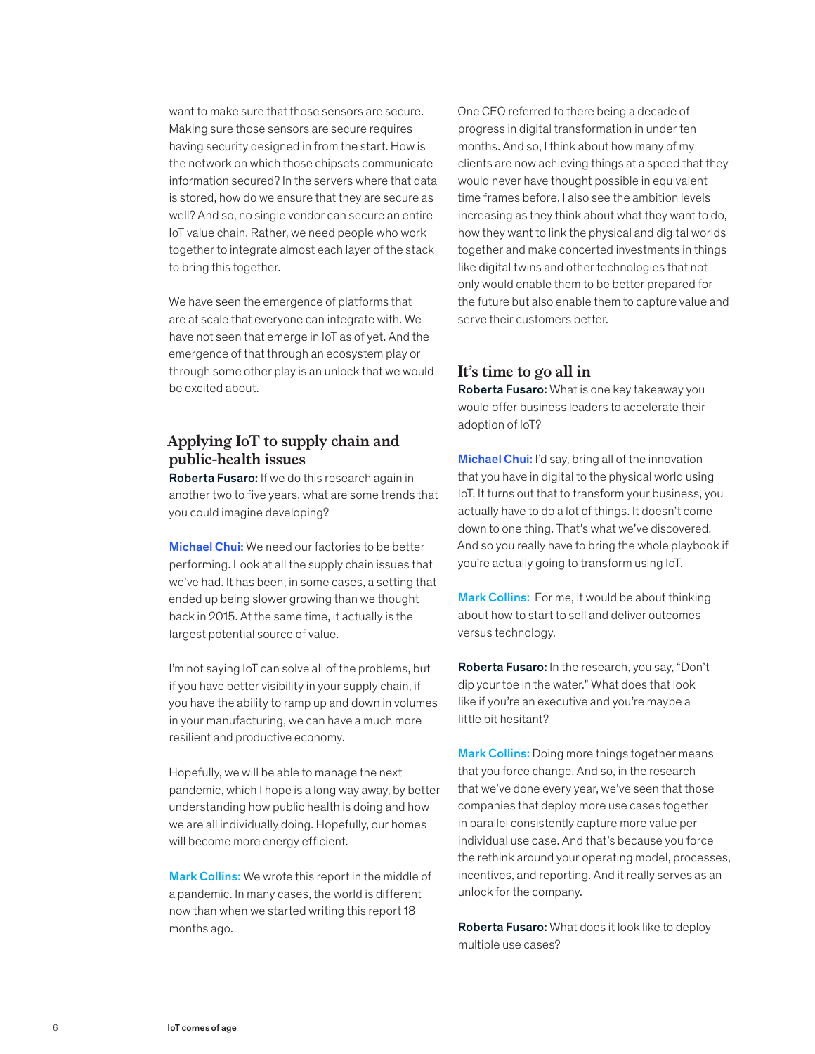want to make sure that those sensors are secure. Making sure those sensors are secure requires having security designed in from the start. How is the network on which those chipsets communicate information secured? In the servers where that data is stored, how do we ensure that they are secure as well? And so, no single vendor can secure an entire IoT value chain. Rather, we need people who work together to integrate almost each layer of the stack to bring this together.

We have seen the emergence of platforms that are at scale that everyone can integrate with. We have not seen that emerge in IoT as of yet. And the emergence of that through an ecosystem play or through some other play is an unlock that we would be excited about.

## Applying IoT to supply chain and public-health issues

**Roberta Fusaro:** If we do this research again in another two to five years, what are some trends that you could imagine developing?

**Michael Chui:** We need our factories to be better performing. Look at all the supply chain issues that we've had. It has been, in some cases, a setting that ended up being slower growing than we thought back in 2015. At the same time, it actually is the largest potential source of value.

I'm not saying IoT can solve all of the problems, but if you have better visibility in your supply chain, if you have the ability to ramp up and down in volumes in your manufacturing, we can have a much more resilient and productive economy.

Hopefully, we will be able to manage the next pandemic, which I hope is a long way away, by better understanding how public health is doing and how we are all individually doing. Hopefully, our homes will become more energy efficient.

**Mark Collins:** We wrote this report in the middle of a pandemic. In many cases, the world is different now than when we started writing this report 18 months ago.

One CEO referred to there being a decade of progress in digital transformation in under ten months. And so, I think about how many of my clients are now achieving things at a speed that they would never have thought possible in equivalent time frames before. I also see the ambition levels increasing as they think about what they want to do, how they want to link the physical and digital worlds together and make concerted investments in things like digital twins and other technologies that not only would enable them to be better prepared for the future but also enable them to capture value and serve their customers better.

## It's time to go all in

**Roberta Fusaro:** What is one key takeaway you would offer business leaders to accelerate their adoption of IoT?

**Michael Chui:** I'd say, bring all of the innovation that you have in digital to the physical world using IoT. It turns out that to transform your business, you actually have to do a lot of things. It doesn't come down to one thing. That's what we've discovered. And so you really have to bring the whole playbook if you're actually going to transform using IoT.

**Mark Collins:** For me, it would be about thinking about how to start to sell and deliver outcomes versus technology.

**Roberta Fusaro:** In the research, you say, "Don't dip your toe in the water." What does that look like if you're an executive and you're maybe a little bit hesitant?

**Mark Collins:** Doing more things together means that you force change. And so, in the research that we've done every year, we've seen that those companies that deploy more use cases together in parallel consistently capture more value per individual use case. And that's because you force the rethink around your operating model, processes, incentives, and reporting. And it really serves as an unlock for the company.

**Roberta Fusaro:** What does it look like to deploy multiple use cases?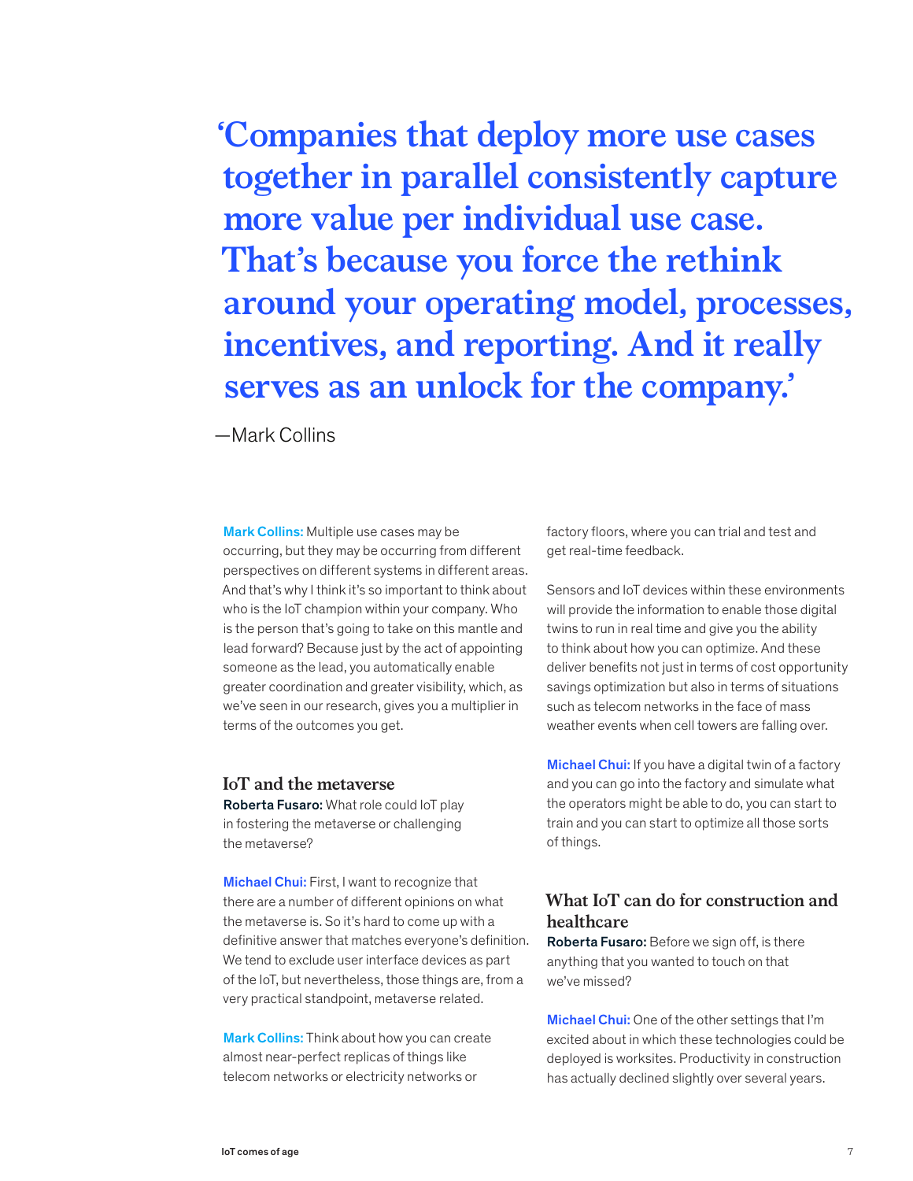> ‘Companies that deploy more use cases together in parallel consistently capture more value per individual use case. That’s because you force the rethink around your operating model, processes, incentives, and reporting. And it really serves as an unlock for the company.’
>
> —Mark Collins

**Mark Collins:** Multiple use cases may be occurring, but they may be occurring from different perspectives on different systems in different areas. And that’s why I think it’s so important to think about who is the IoT champion within your company. Who is the person that’s going to take on this mantle and lead forward? Because just by the act of appointing someone as the lead, you automatically enable greater coordination and greater visibility, which, as we’ve seen in our research, gives you a multiplier in terms of the outcomes you get.

## IoT and the metaverse

**Roberta Fusaro:** What role could IoT play in fostering the metaverse or challenging the metaverse?

**Michael Chui:** First, I want to recognize that there are a number of different opinions on what the metaverse is. So it’s hard to come up with a definitive answer that matches everyone’s definition. We tend to exclude user interface devices as part of the IoT, but nevertheless, those things are, from a very practical standpoint, metaverse related.

**Mark Collins:** Think about how you can create almost near-perfect replicas of things like telecom networks or electricity networks or factory floors, where you can trial and test and get real-time feedback.

Sensors and IoT devices within these environments will provide the information to enable those digital twins to run in real time and give you the ability to think about how you can optimize. And these deliver benefits not just in terms of cost opportunity savings optimization but also in terms of situations such as telecom networks in the face of mass weather events when cell towers are falling over.

**Michael Chui:** If you have a digital twin of a factory and you can go into the factory and simulate what the operators might be able to do, you can start to train and you can start to optimize all those sorts of things.

## What IoT can do for construction and healthcare

**Roberta Fusaro:** Before we sign off, is there anything that you wanted to touch on that we’ve missed?

**Michael Chui:** One of the other settings that I’m excited about in which these technologies could be deployed is worksites. Productivity in construction has actually declined slightly over several years.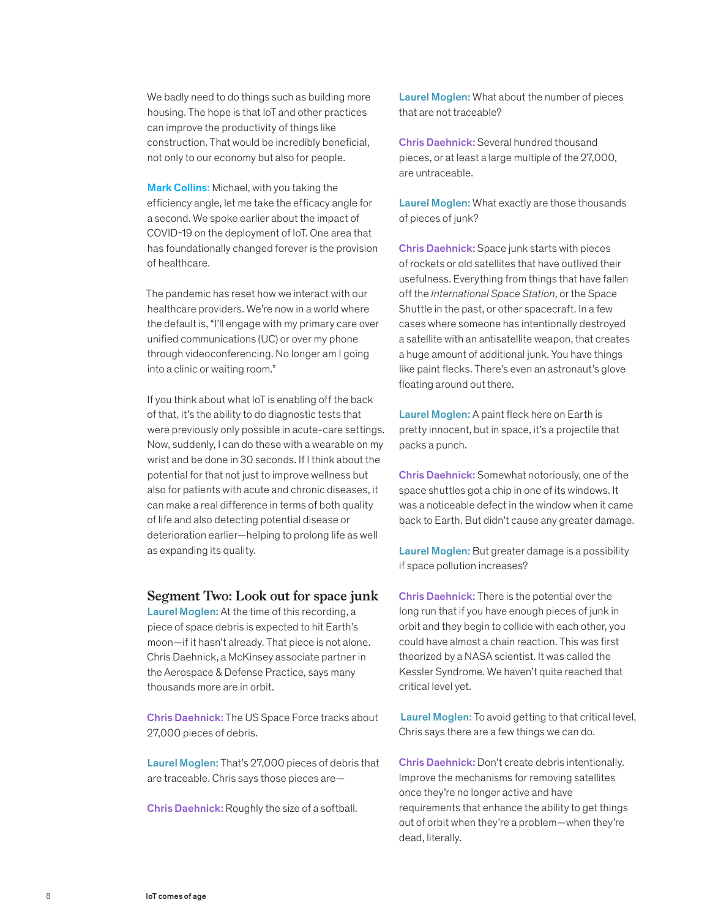We badly need to do things such as building more housing. The hope is that IoT and other practices can improve the productivity of things like construction. That would be incredibly beneficial, not only to our economy but also for people.

**Mark Collins:** Michael, with you taking the efficiency angle, let me take the efficacy angle for a second. We spoke earlier about the impact of COVID-19 on the deployment of IoT. One area that has foundationally changed forever is the provision of healthcare.

The pandemic has reset how we interact with our healthcare providers. We're now in a world where the default is, "I'll engage with my primary care over unified communications (UC) or over my phone through videoconferencing. No longer am I going into a clinic or waiting room."

If you think about what IoT is enabling off the back of that, it's the ability to do diagnostic tests that were previously only possible in acute-care settings. Now, suddenly, I can do these with a wearable on my wrist and be done in 30 seconds. If I think about the potential for that not just to improve wellness but also for patients with acute and chronic diseases, it can make a real difference in terms of both quality of life and also detecting potential disease or deterioration earlier—helping to prolong life as well as expanding its quality.

## Segment Two: Look out for space junk

**Laurel Moglen:** At the time of this recording, a piece of space debris is expected to hit Earth's moon—if it hasn't already. That piece is not alone. Chris Daehnick, a McKinsey associate partner in the Aerospace & Defense Practice, says many thousands more are in orbit.

**Chris Daehnick:** The US Space Force tracks about 27,000 pieces of debris.

**Laurel Moglen:** That's 27,000 pieces of debris that are traceable. Chris says those pieces are—

**Chris Daehnick:** Roughly the size of a softball.

**Laurel Moglen:** What about the number of pieces that are not traceable?

**Chris Daehnick:** Several hundred thousand pieces, or at least a large multiple of the 27,000, are untraceable.

**Laurel Moglen:** What exactly are those thousands of pieces of junk?

**Chris Daehnick:** Space junk starts with pieces of rockets or old satellites that have outlived their usefulness. Everything from things that have fallen off the *International Space Station*, or the Space Shuttle in the past, or other spacecraft. In a few cases where someone has intentionally destroyed a satellite with an antisatellite weapon, that creates a huge amount of additional junk. You have things like paint flecks. There's even an astronaut's glove floating around out there.

**Laurel Moglen:** A paint fleck here on Earth is pretty innocent, but in space, it's a projectile that packs a punch.

**Chris Daehnick:** Somewhat notoriously, one of the space shuttles got a chip in one of its windows. It was a noticeable defect in the window when it came back to Earth. But didn't cause any greater damage.

**Laurel Moglen:** But greater damage is a possibility if space pollution increases?

**Chris Daehnick:** There is the potential over the long run that if you have enough pieces of junk in orbit and they begin to collide with each other, you could have almost a chain reaction. This was first theorized by a NASA scientist. It was called the Kessler Syndrome. We haven't quite reached that critical level yet.

**Laurel Moglen:** To avoid getting to that critical level, Chris says there are a few things we can do.

**Chris Daehnick:** Don't create debris intentionally. Improve the mechanisms for removing satellites once they're no longer active and have requirements that enhance the ability to get things out of orbit when they're a problem—when they're dead, literally.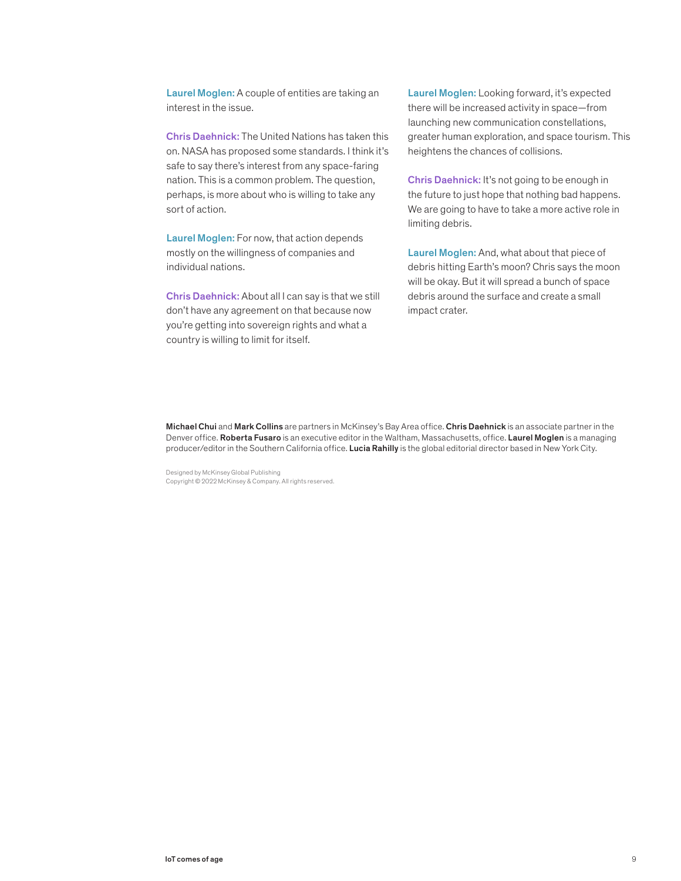**Laurel Moglen:** A couple of entities are taking an interest in the issue.

**Chris Daehnick:** The United Nations has taken this on. NASA has proposed some standards. I think it's safe to say there's interest from any space-faring nation. This is a common problem. The question, perhaps, is more about who is willing to take any sort of action.

**Laurel Moglen:** For now, that action depends mostly on the willingness of companies and individual nations.

**Chris Daehnick:** About all I can say is that we still don't have any agreement on that because now you're getting into sovereign rights and what a country is willing to limit for itself.

**Laurel Moglen:** Looking forward, it's expected there will be increased activity in space—from launching new communication constellations, greater human exploration, and space tourism. This heightens the chances of collisions.

**Chris Daehnick:** It's not going to be enough in the future to just hope that nothing bad happens. We are going to have to take a more active role in limiting debris.

**Laurel Moglen:** And, what about that piece of debris hitting Earth's moon? Chris says the moon will be okay. But it will spread a bunch of space debris around the surface and create a small impact crater.

**Michael Chui** and **Mark Collins** are partners in McKinsey's Bay Area office. **Chris Daehnick** is an associate partner in the Denver office. **Roberta Fusaro** is an executive editor in the Waltham, Massachusetts, office. **Laurel Moglen** is a managing producer/editor in the Southern California office. **Lucia Rahilly** is the global editorial director based in New York City.

Designed by McKinsey Global Publishing
Copyright © 2022 McKinsey & Company. All rights reserved.